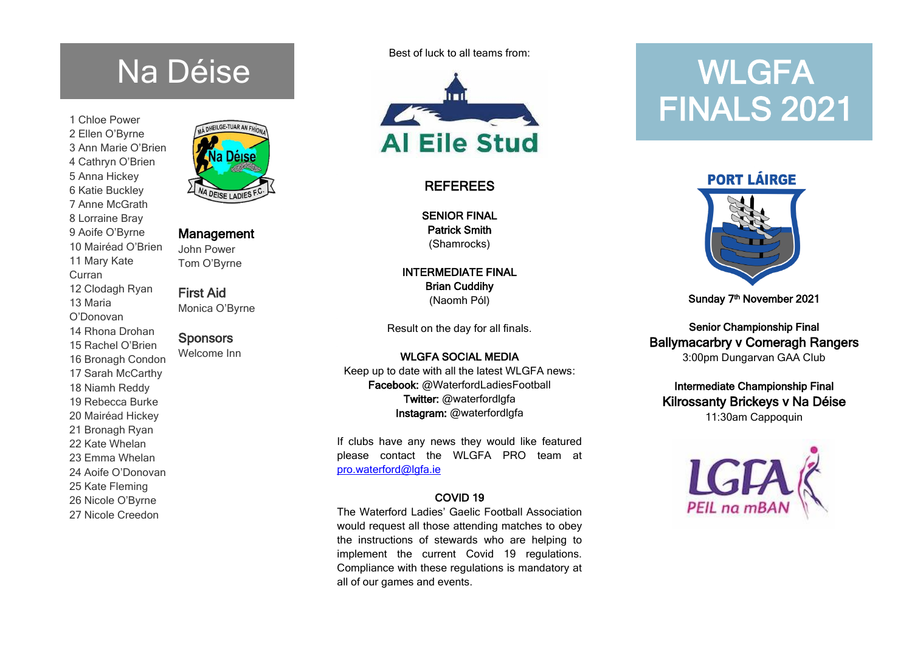# Na Déise

1 Chloe Power
2 Ellen O'Byrne
3 Ann Marie O'Brien
4 Cathryn O'Brien
5 Anna Hickey
6 Katie Buckley
7 Anne McGrath
8 Lorraine Bray
9 Aoife O'Byrne
10 Mairéad O'Brien
11 Mary Kate Curran
12 Clodagh Ryan
13 Maria O'Donovan
14 Rhona Drohan
15 Rachel O'Brien
16 Bronagh Condon
17 Sarah McCarthy
18 Niamh Reddy
19 Rebecca Burke
20 Mairéad Hickey
21 Bronagh Ryan
22 Kate Whelan
23 Emma Whelan
24 Aoife O'Donovan
25 Kate Fleming
26 Nicole O'Byrne
27 Nicole Creedon

MÁ DHEILGE-TUAR AN FHÍONA
Na Déise
NA DEISE LADIES F.C.

## Management

John Power
Tom O'Byrne

## First Aid

Monica O'Byrne

## Sponsors

Welcome Inn

Best of luck to all teams from:

Al Eile Stud

## REFEREES

**SENIOR FINAL**
**Patrick Smith**
(Shamrocks)

**INTERMEDIATE FINAL**
**Brian Cuddihy**
(Naomh Pól)

Result on the day for all finals.

**WLGFA SOCIAL MEDIA**
Keep up to date with all the latest WLGFA news:
**Facebook:** @WaterfordLadiesFootball
**Twitter:** @waterfordlgfa
**Instagram:** @waterfordlgfa

If clubs have any news they would like featured please contact the WLGFA PRO team at pro.waterford@lgfa.ie

**COVID 19**
The Waterford Ladies' Gaelic Football Association would request all those attending matches to obey the instructions of stewards who are helping to implement the current Covid 19 regulations. Compliance with these regulations is mandatory at all of our games and events.

# WLGFA FINALS 2021

PORT LÁIRGE

**Sunday 7th November 2021**

**Senior Championship Final**
**Ballymacarbry v Comeragh Rangers**
3:00pm Dungarvan GAA Club

**Intermediate Championship Final**
**Kilrossanty Brickeys v Na Déise**
11:30am Cappoquin

LGFA
PEIL na mBAN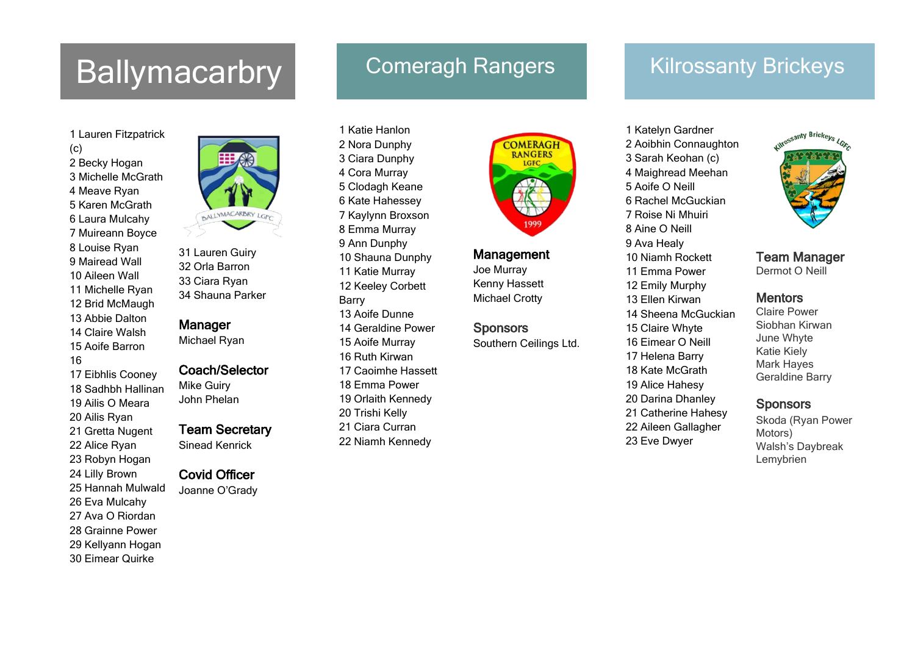## Ballymacarbry

1 Lauren Fitzpatrick (c)
2 Becky Hogan
3 Michelle McGrath
4 Meave Ryan
5 Karen McGrath
6 Laura Mulcahy
7 Muireann Boyce
8 Louise Ryan
9 Mairead Wall
10 Aileen Wall
11 Michelle Ryan
12 Brid McMaugh
13 Abbie Dalton
14 Claire Walsh
15 Aoife Barron
16
17 Eibhlis Cooney
18 Sadhbh Hallinan
19 Ailis O Meara
20 Ailis Ryan
21 Gretta Nugent
22 Alice Ryan
23 Robyn Hogan
24 Lilly Brown
25 Hannah Mulwald
26 Eva Mulcahy
27 Ava O Riordan
28 Grainne Power
29 Kellyann Hogan
30 Eimear Quirke
31 Lauren Guiry
32 Orla Barron
33 Ciara Ryan
34 Shauna Parker

**Manager**
Michael Ryan

**Coach/Selector**
Mike Guiry
John Phelan

**Team Secretary**
Sinead Kenrick

**Covid Officer**
Joanne O'Grady

## Comeragh Rangers

1 Katie Hanlon
2 Nora Dunphy
3 Ciara Dunphy
4 Cora Murray
5 Clodagh Keane
6 Kate Hahessey
7 Kaylynn Broxson
8 Emma Murray
9 Ann Dunphy
10 Shauna Dunphy
11 Katie Murray
12 Keeley Corbett Barry
13 Aoife Dunne
14 Geraldine Power
15 Aoife Murray
16 Ruth Kirwan
17 Caoimhe Hassett
18 Emma Power
19 Orlaith Kennedy
20 Trishi Kelly
21 Ciara Curran
22 Niamh Kennedy

**Management**
Joe Murray
Kenny Hassett
Michael Crotty

**Sponsors**
Southern Ceilings Ltd.

## Kilrossanty Brickeys

1 Katelyn Gardner
2 Aoibhin Connaughton
3 Sarah Keohan (c)
4 Maighread Meehan
5 Aoife O Neill
6 Rachel McGuckian
7 Roise Ni Mhuiri
8 Aine O Neill
9 Ava Healy
10 Niamh Rockett
11 Emma Power
12 Emily Murphy
13 Ellen Kirwan
14 Sheena McGuckian
15 Claire Whyte
16 Eimear O Neill
17 Helena Barry
18 Kate McGrath
19 Alice Hahesy
20 Darina Dhanley
21 Catherine Hahesy
22 Aileen Gallagher
23 Eve Dwyer

**Team Manager**
Dermot O Neill

**Mentors**
Claire Power
Siobhan Kirwan
June Whyte
Katie Kiely
Mark Hayes
Geraldine Barry

**Sponsors**
Skoda (Ryan Power Motors)
Walsh's Daybreak Lemybrien